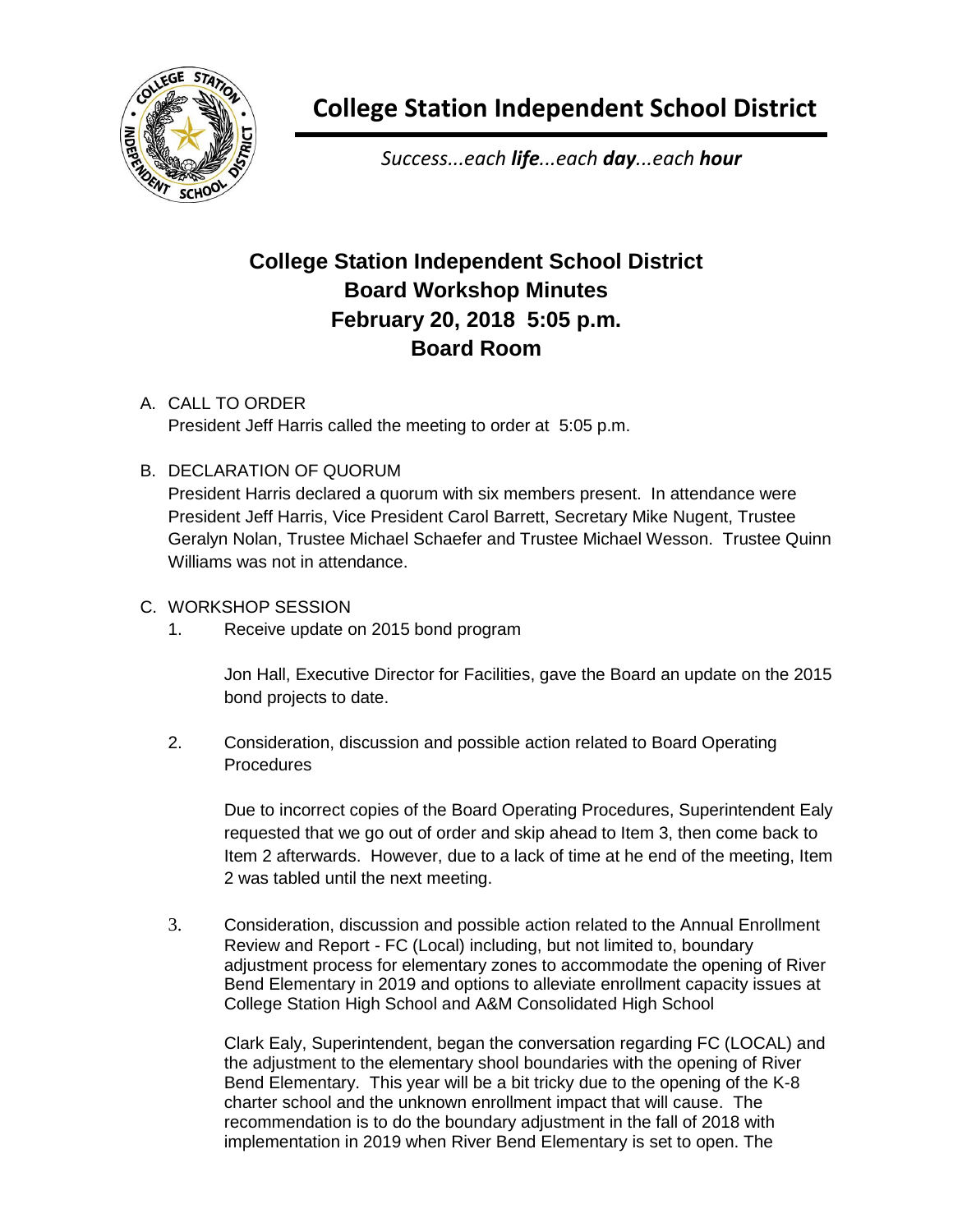# College Station Independent School District

*Success...each **life**...each **day**...each **hour***

## College Station Independent School District
## Board Workshop Minutes
## February 20, 2018 5:05 p.m.
## Board Room

A. CALL TO ORDER

President Jeff Harris called the meeting to order at 5:05 p.m.

B. DECLARATION OF QUORUM

President Harris declared a quorum with six members present. In attendance were President Jeff Harris, Vice President Carol Barrett, Secretary Mike Nugent, Trustee Geralyn Nolan, Trustee Michael Schaefer and Trustee Michael Wesson. Trustee Quinn Williams was not in attendance.

C. WORKSHOP SESSION

1. Receive update on 2015 bond program

   Jon Hall, Executive Director for Facilities, gave the Board an update on the 2015 bond projects to date.

2. Consideration, discussion and possible action related to Board Operating Procedures

   Due to incorrect copies of the Board Operating Procedures, Superintendent Ealy requested that we go out of order and skip ahead to Item 3, then come back to Item 2 afterwards. However, due to a lack of time at he end of the meeting, Item 2 was tabled until the next meeting.

3. Consideration, discussion and possible action related to the Annual Enrollment Review and Report - FC (Local) including, but not limited to, boundary adjustment process for elementary zones to accommodate the opening of River Bend Elementary in 2019 and options to alleviate enrollment capacity issues at College Station High School and A&M Consolidated High School

   Clark Ealy, Superintendent, began the conversation regarding FC (LOCAL) and the adjustment to the elementary shool boundaries with the opening of River Bend Elementary. This year will be a bit tricky due to the opening of the K-8 charter school and the unknown enrollment impact that will cause. The recommendation is to do the boundary adjustment in the fall of 2018 with implementation in 2019 when River Bend Elementary is set to open. The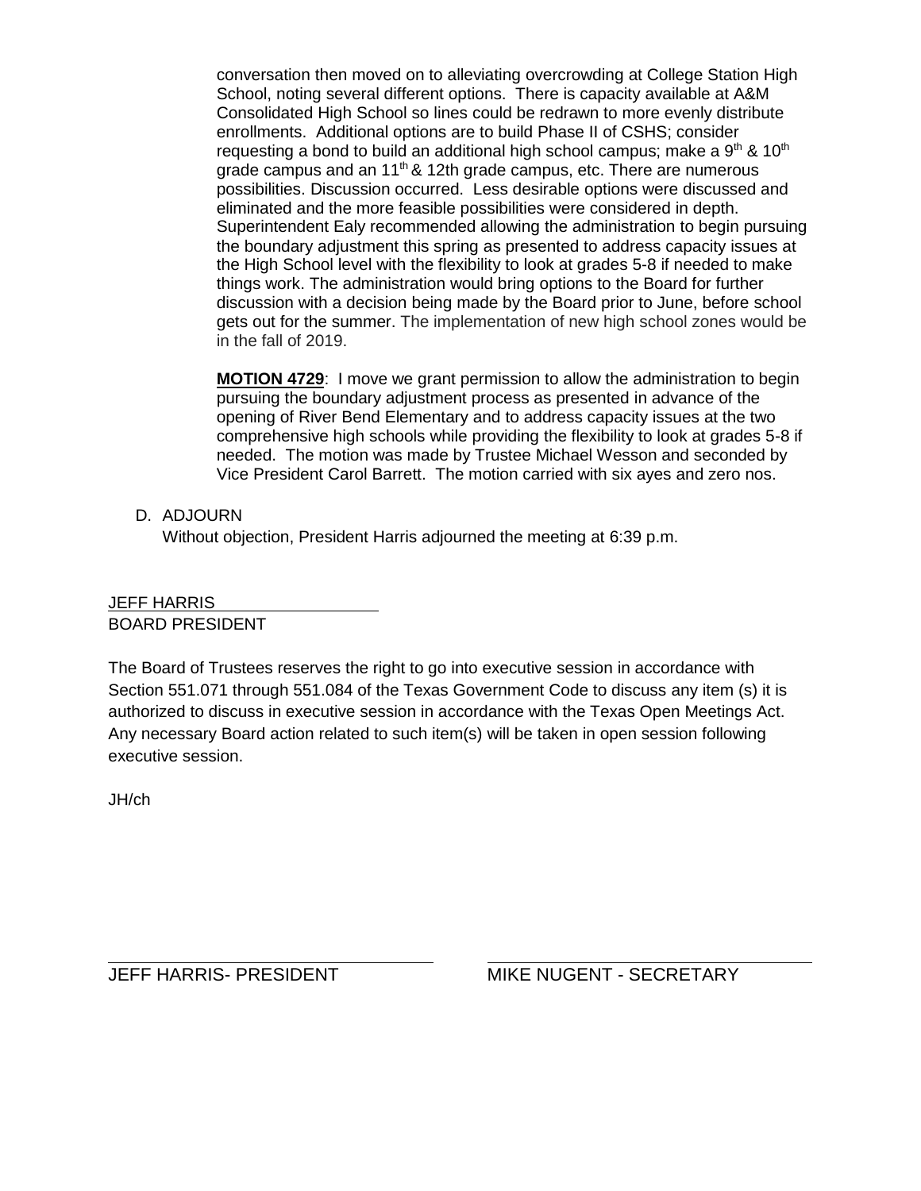conversation then moved on to alleviating overcrowding at College Station High School, noting several different options. There is capacity available at A&M Consolidated High School so lines could be redrawn to more evenly distribute enrollments. Additional options are to build Phase II of CSHS; consider requesting a bond to build an additional high school campus; make a 9th & 10th grade campus and an 11th & 12th grade campus, etc. There are numerous possibilities. Discussion occurred. Less desirable options were discussed and eliminated and the more feasible possibilities were considered in depth. Superintendent Ealy recommended allowing the administration to begin pursuing the boundary adjustment this spring as presented to address capacity issues at the High School level with the flexibility to look at grades 5-8 if needed to make things work. The administration would bring options to the Board for further discussion with a decision being made by the Board prior to June, before school gets out for the summer. The implementation of new high school zones would be in the fall of 2019.

**MOTION 4729**: I move we grant permission to allow the administration to begin pursuing the boundary adjustment process as presented in advance of the opening of River Bend Elementary and to address capacity issues at the two comprehensive high schools while providing the flexibility to look at grades 5-8 if needed. The motion was made by Trustee Michael Wesson and seconded by Vice President Carol Barrett. The motion carried with six ayes and zero nos.

D. ADJOURN

Without objection, President Harris adjourned the meeting at 6:39 p.m.

JEFF HARRIS
BOARD PRESIDENT

The Board of Trustees reserves the right to go into executive session in accordance with Section 551.071 through 551.084 of the Texas Government Code to discuss any item (s) it is authorized to discuss in executive session in accordance with the Texas Open Meetings Act. Any necessary Board action related to such item(s) will be taken in open session following executive session.

JH/ch

JEFF HARRIS- PRESIDENT

MIKE NUGENT - SECRETARY